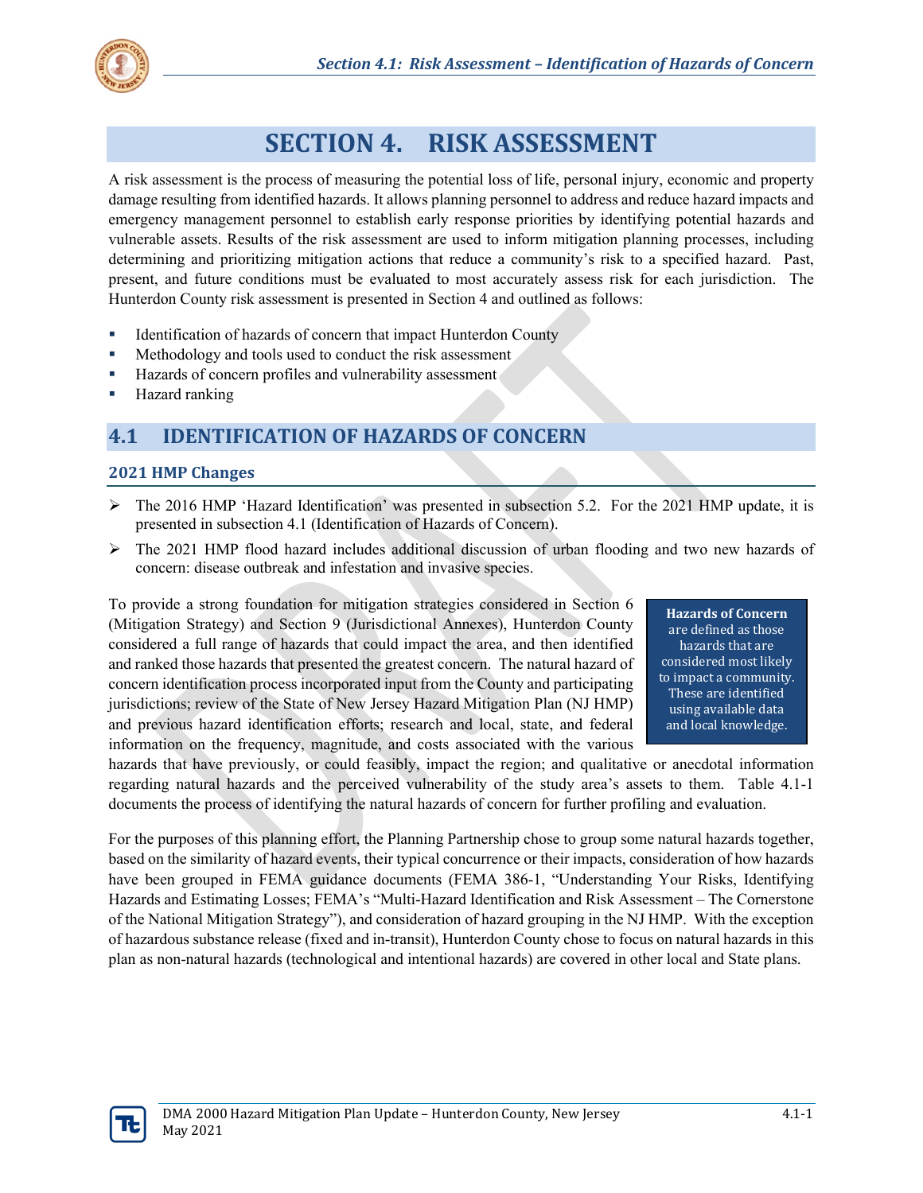# SECTION 4. RISK ASSESSMENT

A risk assessment is the process of measuring the potential loss of life, personal injury, economic and property damage resulting from identified hazards. It allows planning personnel to address and reduce hazard impacts and emergency management personnel to establish early response priorities by identifying potential hazards and vulnerable assets. Results of the risk assessment are used to inform mitigation planning processes, including determining and prioritizing mitigation actions that reduce a community's risk to a specified hazard. Past, present, and future conditions must be evaluated to most accurately assess risk for each jurisdiction. The Hunterdon County risk assessment is presented in Section 4 and outlined as follows:

- Identification of hazards of concern that impact Hunterdon County
- Methodology and tools used to conduct the risk assessment
- Hazards of concern profiles and vulnerability assessment
- Hazard ranking

## 4.1 IDENTIFICATION OF HAZARDS OF CONCERN

### 2021 HMP Changes

- The 2016 HMP 'Hazard Identification' was presented in subsection 5.2. For the 2021 HMP update, it is presented in subsection 4.1 (Identification of Hazards of Concern).
- The 2021 HMP flood hazard includes additional discussion of urban flooding and two new hazards of concern: disease outbreak and infestation and invasive species.

To provide a strong foundation for mitigation strategies considered in Section 6 (Mitigation Strategy) and Section 9 (Jurisdictional Annexes), Hunterdon County considered a full range of hazards that could impact the area, and then identified and ranked those hazards that presented the greatest concern. The natural hazard of concern identification process incorporated input from the County and participating jurisdictions; review of the State of New Jersey Hazard Mitigation Plan (NJ HMP) and previous hazard identification efforts; research and local, state, and federal information on the frequency, magnitude, and costs associated with the various hazards that have previously, or could feasibly, impact the region; and qualitative or anecdotal information regarding natural hazards and the perceived vulnerability of the study area's assets to them. Table 4.1-1 documents the process of identifying the natural hazards of concern for further profiling and evaluation.

> **Hazards of Concern** are defined as those hazards that are considered most likely to impact a community. These are identified using available data and local knowledge.

For the purposes of this planning effort, the Planning Partnership chose to group some natural hazards together, based on the similarity of hazard events, their typical concurrence or their impacts, consideration of how hazards have been grouped in FEMA guidance documents (FEMA 386-1, "Understanding Your Risks, Identifying Hazards and Estimating Losses; FEMA's "Multi-Hazard Identification and Risk Assessment – The Cornerstone of the National Mitigation Strategy"), and consideration of hazard grouping in the NJ HMP. With the exception of hazardous substance release (fixed and in-transit), Hunterdon County chose to focus on natural hazards in this plan as non-natural hazards (technological and intentional hazards) are covered in other local and State plans.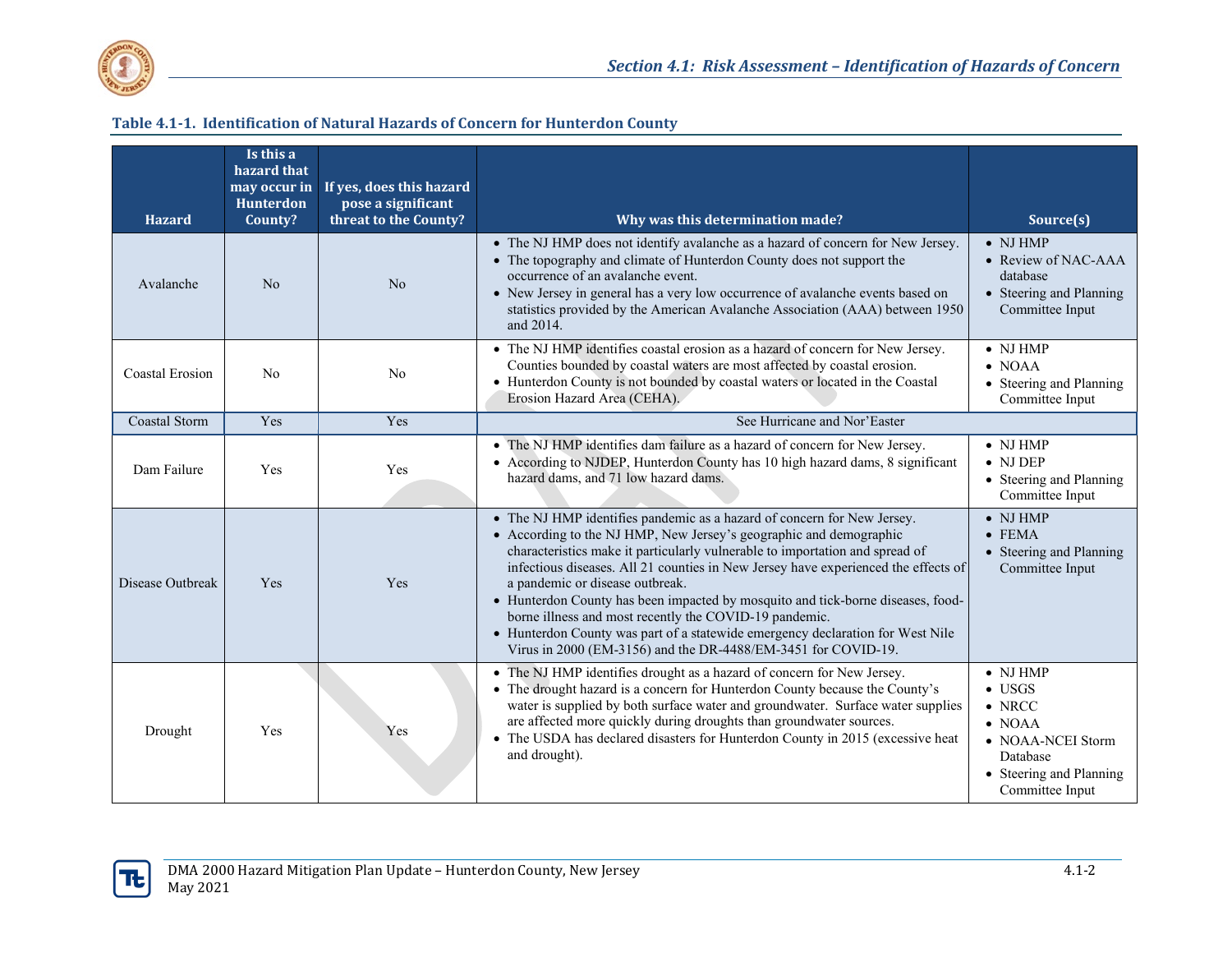**Table 4.1-1. Identification of Natural Hazards of Concern for Hunterdon County**

| Hazard | Is this a hazard that may occur in Hunterdon County? | If yes, does this hazard pose a significant threat to the County? | Why was this determination made? | Source(s) |
|---|---|---|---|---|
| Avalanche | No | No | • The NJ HMP does not identify avalanche as a hazard of concern for New Jersey.<br>• The topography and climate of Hunterdon County does not support the occurrence of an avalanche event.<br>• New Jersey in general has a very low occurrence of avalanche events based on statistics provided by the American Avalanche Association (AAA) between 1950 and 2014. | • NJ HMP<br>• Review of NAC-AAA database<br>• Steering and Planning Committee Input |
| Coastal Erosion | No | No | • The NJ HMP identifies coastal erosion as a hazard of concern for New Jersey. Counties bounded by coastal waters are most affected by coastal erosion.<br>• Hunterdon County is not bounded by coastal waters or located in the Coastal Erosion Hazard Area (CEHA). | • NJ HMP<br>• NOAA<br>• Steering and Planning Committee Input |
| Coastal Storm | Yes | Yes | See Hurricane and Nor'Easter | |
| Dam Failure | Yes | Yes | • The NJ HMP identifies dam failure as a hazard of concern for New Jersey.<br>• According to NJDEP, Hunterdon County has 10 high hazard dams, 8 significant hazard dams, and 71 low hazard dams. | • NJ HMP<br>• NJ DEP<br>• Steering and Planning Committee Input |
| Disease Outbreak | Yes | Yes | • The NJ HMP identifies pandemic as a hazard of concern for New Jersey.<br>• According to the NJ HMP, New Jersey's geographic and demographic characteristics make it particularly vulnerable to importation and spread of infectious diseases. All 21 counties in New Jersey have experienced the effects of a pandemic or disease outbreak.<br>• Hunterdon County has been impacted by mosquito and tick-borne diseases, food-borne illness and most recently the COVID-19 pandemic.<br>• Hunterdon County was part of a statewide emergency declaration for West Nile Virus in 2000 (EM-3156) and the DR-4488/EM-3451 for COVID-19. | • NJ HMP<br>• FEMA<br>• Steering and Planning Committee Input |
| Drought | Yes | Yes | • The NJ HMP identifies drought as a hazard of concern for New Jersey.<br>• The drought hazard is a concern for Hunterdon County because the County's water is supplied by both surface water and groundwater. Surface water supplies are affected more quickly during droughts than groundwater sources.<br>• The USDA has declared disasters for Hunterdon County in 2015 (excessive heat and drought). | • NJ HMP<br>• USGS<br>• NRCC<br>• NOAA<br>• NOAA-NCEI Storm Database<br>• Steering and Planning Committee Input |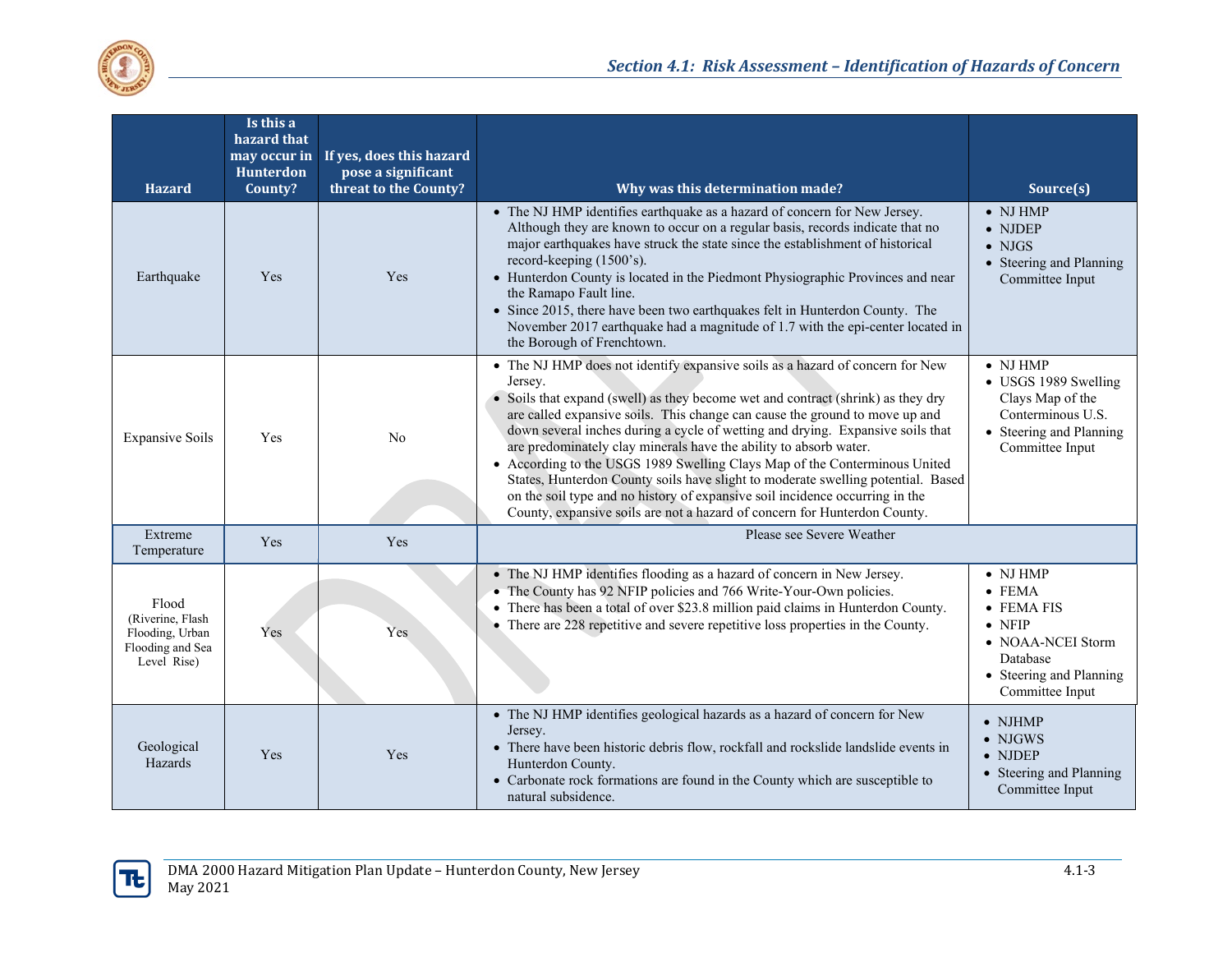| Hazard | Is this a hazard that may occur in Hunterdon County? | If yes, does this hazard pose a significant threat to the County? | Why was this determination made? | Source(s) |
|---|---|---|---|---|
| Earthquake | Yes | Yes | • The NJ HMP identifies earthquake as a hazard of concern for New Jersey. Although they are known to occur on a regular basis, records indicate that no major earthquakes have struck the state since the establishment of historical record-keeping (1500's).<br>• Hunterdon County is located in the Piedmont Physiographic Provinces and near the Ramapo Fault line.<br>• Since 2015, there have been two earthquakes felt in Hunterdon County. The November 2017 earthquake had a magnitude of 1.7 with the epi-center located in the Borough of Frenchtown. | • NJ HMP<br>• NJDEP<br>• NJGS<br>• Steering and Planning Committee Input |
| Expansive Soils | Yes | No | • The NJ HMP does not identify expansive soils as a hazard of concern for New Jersey.<br>• Soils that expand (swell) as they become wet and contract (shrink) as they dry are called expansive soils. This change can cause the ground to move up and down several inches during a cycle of wetting and drying. Expansive soils that are predominately clay minerals have the ability to absorb water.<br>• According to the USGS 1989 Swelling Clays Map of the Conterminous United States, Hunterdon County soils have slight to moderate swelling potential. Based on the soil type and no history of expansive soil incidence occurring in the County, expansive soils are not a hazard of concern for Hunterdon County. | • NJ HMP<br>• USGS 1989 Swelling Clays Map of the Conterminous U.S.<br>• Steering and Planning Committee Input |
| Extreme Temperature | Yes | Yes | Please see Severe Weather | |
| Flood (Riverine, Flash Flooding, Urban Flooding and Sea Level Rise) | Yes | Yes | • The NJ HMP identifies flooding as a hazard of concern in New Jersey.<br>• The County has 92 NFIP policies and 766 Write-Your-Own policies.<br>• There has been a total of over $23.8 million paid claims in Hunterdon County.<br>• There are 228 repetitive and severe repetitive loss properties in the County. | • NJ HMP<br>• FEMA<br>• FEMA FIS<br>• NFIP<br>• NOAA-NCEI Storm Database<br>• Steering and Planning Committee Input |
| Geological Hazards | Yes | Yes | • The NJ HMP identifies geological hazards as a hazard of concern for New Jersey.<br>• There have been historic debris flow, rockfall and rockslide landslide events in Hunterdon County.<br>• Carbonate rock formations are found in the County which are susceptible to natural subsidence. | • NJHMP<br>• NJGWS<br>• NJDEP<br>• Steering and Planning Committee Input |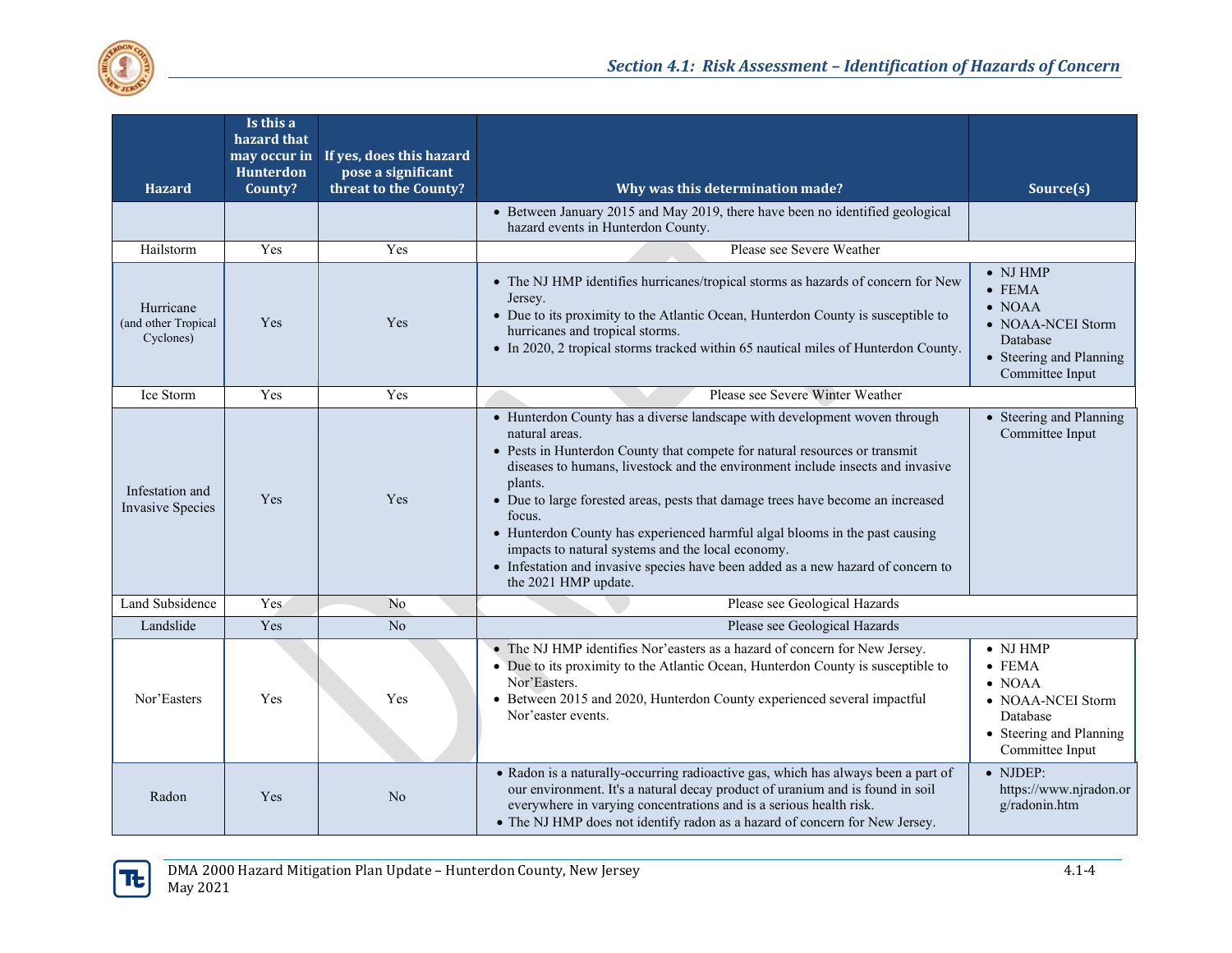| Hazard | Is this a hazard that may occur in Hunterdon County? | If yes, does this hazard pose a significant threat to the County? | Why was this determination made? | Source(s) |
|---|---|---|---|---|
| | | | • Between January 2015 and May 2019, there have been no identified geological hazard events in Hunterdon County. | |
| Hailstorm | Yes | Yes | Please see Severe Weather | |
| Hurricane (and other Tropical Cyclones) | Yes | Yes | • The NJ HMP identifies hurricanes/tropical storms as hazards of concern for New Jersey.<br>• Due to its proximity to the Atlantic Ocean, Hunterdon County is susceptible to hurricanes and tropical storms.<br>• In 2020, 2 tropical storms tracked within 65 nautical miles of Hunterdon County. | • NJ HMP<br>• FEMA<br>• NOAA<br>• NOAA-NCEI Storm Database<br>• Steering and Planning Committee Input |
| Ice Storm | Yes | Yes | Please see Severe Winter Weather | |
| Infestation and Invasive Species | Yes | Yes | • Hunterdon County has a diverse landscape with development woven through natural areas.<br>• Pests in Hunterdon County that compete for natural resources or transmit diseases to humans, livestock and the environment include insects and invasive plants.<br>• Due to large forested areas, pests that damage trees have become an increased focus.<br>• Hunterdon County has experienced harmful algal blooms in the past causing impacts to natural systems and the local economy.<br>• Infestation and invasive species have been added as a new hazard of concern to the 2021 HMP update. | • Steering and Planning Committee Input |
| Land Subsidence | Yes | No | Please see Geological Hazards | |
| Landslide | Yes | No | Please see Geological Hazards | |
| Nor'Easters | Yes | Yes | • The NJ HMP identifies Nor'easters as a hazard of concern for New Jersey.<br>• Due to its proximity to the Atlantic Ocean, Hunterdon County is susceptible to Nor'Easters.<br>• Between 2015 and 2020, Hunterdon County experienced several impactful Nor'easter events. | • NJ HMP<br>• FEMA<br>• NOAA<br>• NOAA-NCEI Storm Database<br>• Steering and Planning Committee Input |
| Radon | Yes | No | • Radon is a naturally-occurring radioactive gas, which has always been a part of our environment. It's a natural decay product of uranium and is found in soil everywhere in varying concentrations and is a serious health risk.<br>• The NJ HMP does not identify radon as a hazard of concern for New Jersey. | • NJDEP: https://www.njradon.org/radonin.htm |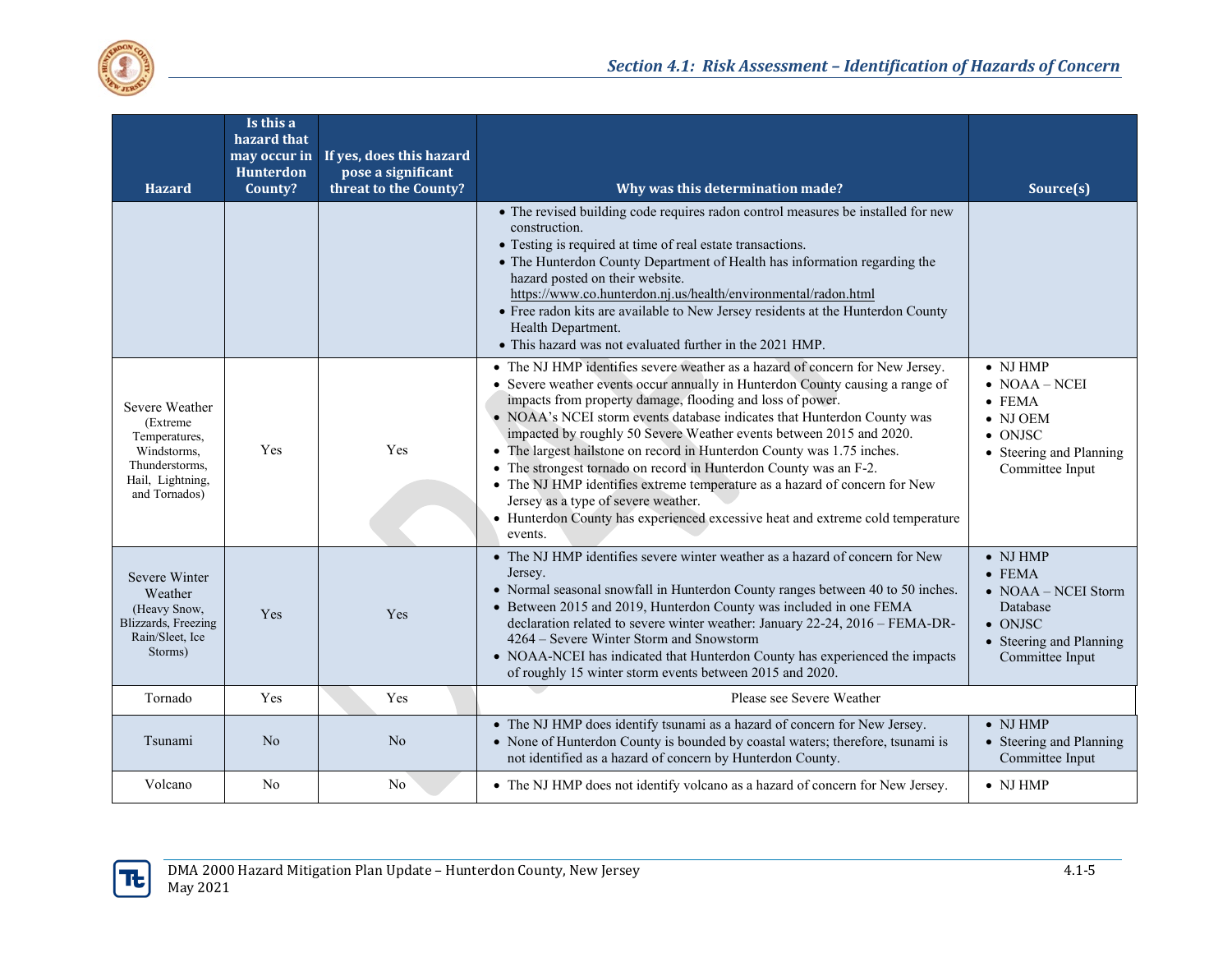| Hazard | Is this a hazard that may occur in Hunterdon County? | If yes, does this hazard pose a significant threat to the County? | Why was this determination made? | Source(s) |
|---|---|---|---|---|
| | | | • The revised building code requires radon control measures be installed for new construction.<br>• Testing is required at time of real estate transactions.<br>• The Hunterdon County Department of Health has information regarding the hazard posted on their website. https://www.co.hunterdon.nj.us/health/environmental/radon.html<br>• Free radon kits are available to New Jersey residents at the Hunterdon County Health Department.<br>• This hazard was not evaluated further in the 2021 HMP. | |
| Severe Weather (Extreme Temperatures, Windstorms, Thunderstorms, Hail, Lightning, and Tornados) | Yes | Yes | • The NJ HMP identifies severe weather as a hazard of concern for New Jersey.<br>• Severe weather events occur annually in Hunterdon County causing a range of impacts from property damage, flooding and loss of power.<br>• NOAA's NCEI storm events database indicates that Hunterdon County was impacted by roughly 50 Severe Weather events between 2015 and 2020.<br>• The largest hailstone on record in Hunterdon County was 1.75 inches.<br>• The strongest tornado on record in Hunterdon County was an F-2.<br>• The NJ HMP identifies extreme temperature as a hazard of concern for New Jersey as a type of severe weather.<br>• Hunterdon County has experienced excessive heat and extreme cold temperature events. | • NJ HMP<br>• NOAA – NCEI<br>• FEMA<br>• NJ OEM<br>• ONJSC<br>• Steering and Planning Committee Input |
| Severe Winter Weather (Heavy Snow, Blizzards, Freezing Rain/Sleet, Ice Storms) | Yes | Yes | • The NJ HMP identifies severe winter weather as a hazard of concern for New Jersey.<br>• Normal seasonal snowfall in Hunterdon County ranges between 40 to 50 inches.<br>• Between 2015 and 2019, Hunterdon County was included in one FEMA declaration related to severe winter weather: January 22-24, 2016 – FEMA-DR-4264 – Severe Winter Storm and Snowstorm<br>• NOAA-NCEI has indicated that Hunterdon County has experienced the impacts of roughly 15 winter storm events between 2015 and 2020. | • NJ HMP<br>• FEMA<br>• NOAA – NCEI Storm Database<br>• ONJSC<br>• Steering and Planning Committee Input |
| Tornado | Yes | Yes | Please see Severe Weather | |
| Tsunami | No | No | • The NJ HMP does identify tsunami as a hazard of concern for New Jersey.<br>• None of Hunterdon County is bounded by coastal waters; therefore, tsunami is not identified as a hazard of concern by Hunterdon County. | • NJ HMP<br>• Steering and Planning Committee Input |
| Volcano | No | No | • The NJ HMP does not identify volcano as a hazard of concern for New Jersey. | • NJ HMP |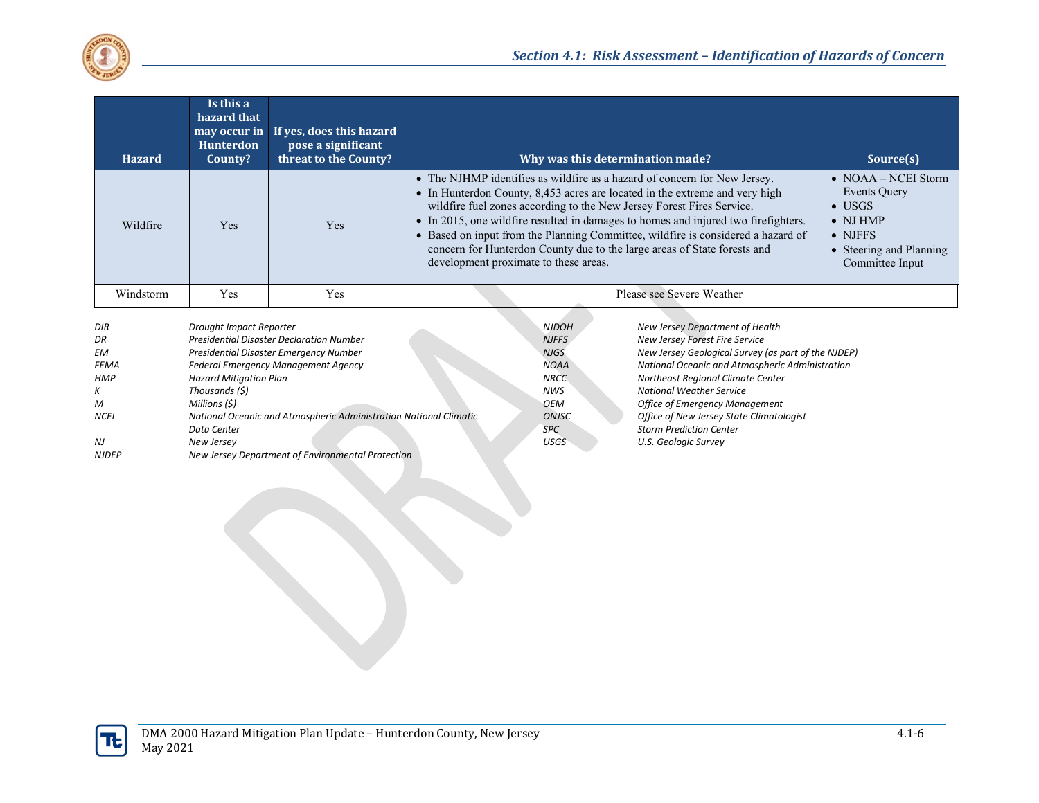| Hazard | Is this a hazard that may occur in Hunterdon County? | If yes, does this hazard pose a significant threat to the County? | Why was this determination made? | Source(s) |
|---|---|---|---|---|
| Wildfire | Yes | Yes | • The NJHMP identifies as wildfire as a hazard of concern for New Jersey.<br>• In Hunterdon County, 8,453 acres are located in the extreme and very high wildfire fuel zones according to the New Jersey Forest Fires Service.<br>• In 2015, one wildfire resulted in damages to homes and injured two firefighters.<br>• Based on input from the Planning Committee, wildfire is considered a hazard of concern for Hunterdon County due to the large areas of State forests and development proximate to these areas. | • NOAA – NCEI Storm Events Query<br>• USGS<br>• NJ HMP<br>• NJFFS<br>• Steering and Planning Committee Input |
| Windstorm | Yes | Yes | Please see Severe Weather | |

*DIR* — *Drought Impact Reporter*
*DR* — *Presidential Disaster Declaration Number*
*EM* — *Presidential Disaster Emergency Number*
*FEMA* — *Federal Emergency Management Agency*
*HMP* — *Hazard Mitigation Plan*
*K* — *Thousands ($)*
*M* — *Millions ($)*
*NCEI* — *National Oceanic and Atmospheric Administration National Climatic Data Center*
*NJ* — *New Jersey*
*NJDEP* — *New Jersey Department of Environmental Protection*
*NJDOH* — *New Jersey Department of Health*
*NJFFS* — *New Jersey Forest Fire Service*
*NJGS* — *New Jersey Geological Survey (as part of the NJDEP)*
*NOAA* — *National Oceanic and Atmospheric Administration*
*NRCC* — *Northeast Regional Climate Center*
*NWS* — *National Weather Service*
*OEM* — *Office of Emergency Management*
*ONJSC* — *Office of New Jersey State Climatologist*
*SPC* — *Storm Prediction Center*
*USGS* — *U.S. Geologic Survey*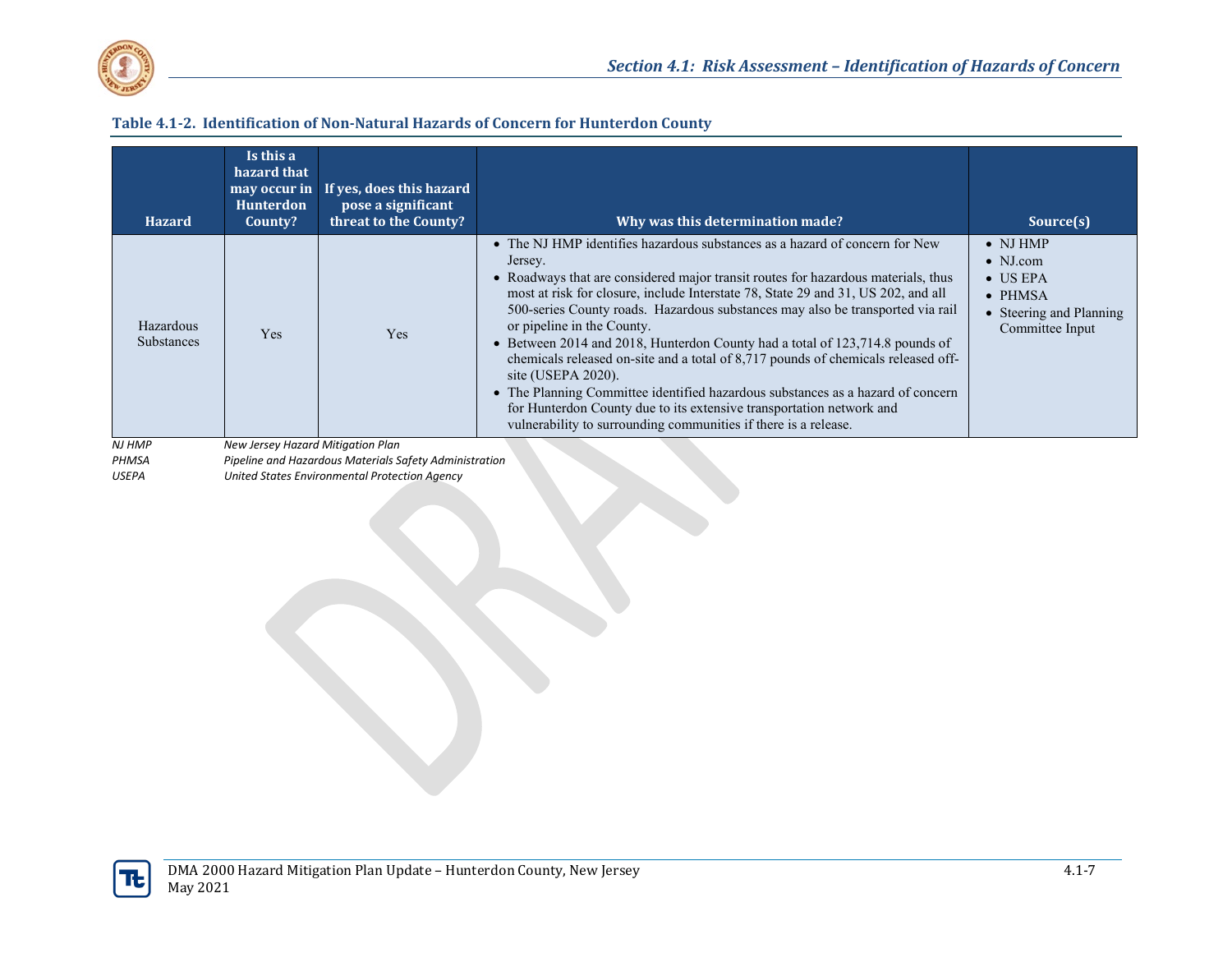**Table 4.1-2. Identification of Non-Natural Hazards of Concern for Hunterdon County**

| Hazard | Is this a hazard that may occur in Hunterdon County? | If yes, does this hazard pose a significant threat to the County? | Why was this determination made? | Source(s) |
|---|---|---|---|---|
| Hazardous Substances | Yes | Yes | • The NJ HMP identifies hazardous substances as a hazard of concern for New Jersey.<br>• Roadways that are considered major transit routes for hazardous materials, thus most at risk for closure, include Interstate 78, State 29 and 31, US 202, and all 500-series County roads. Hazardous substances may also be transported via rail or pipeline in the County.<br>• Between 2014 and 2018, Hunterdon County had a total of 123,714.8 pounds of chemicals released on-site and a total of 8,717 pounds of chemicals released off-site (USEPA 2020).<br>• The Planning Committee identified hazardous substances as a hazard of concern for Hunterdon County due to its extensive transportation network and vulnerability to surrounding communities if there is a release. | • NJ HMP<br>• NJ.com<br>• US EPA<br>• PHMSA<br>• Steering and Planning Committee Input |

*NJ HMP* *New Jersey Hazard Mitigation Plan*
*PHMSA* *Pipeline and Hazardous Materials Safety Administration*
*USEPA* *United States Environmental Protection Agency*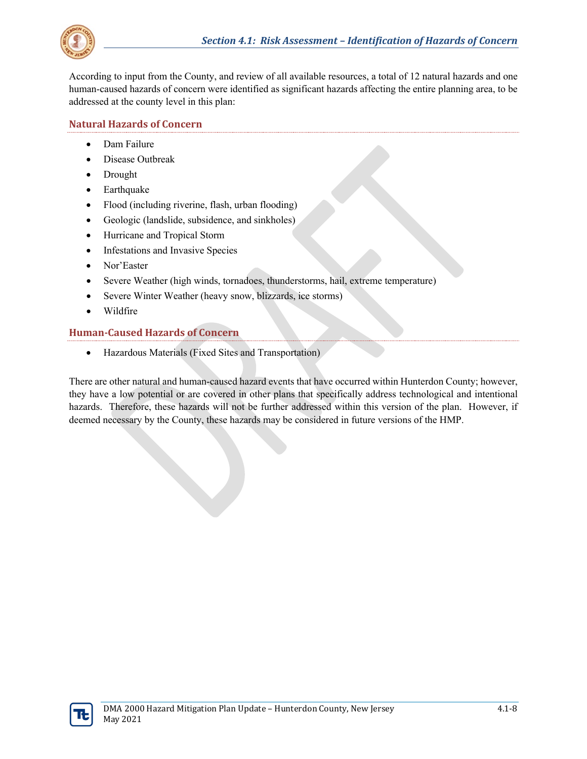According to input from the County, and review of all available resources, a total of 12 natural hazards and one human-caused hazards of concern were identified as significant hazards affecting the entire planning area, to be addressed at the county level in this plan:

## Natural Hazards of Concern

- Dam Failure
- Disease Outbreak
- Drought
- Earthquake
- Flood (including riverine, flash, urban flooding)
- Geologic (landslide, subsidence, and sinkholes)
- Hurricane and Tropical Storm
- Infestations and Invasive Species
- Nor'Easter
- Severe Weather (high winds, tornadoes, thunderstorms, hail, extreme temperature)
- Severe Winter Weather (heavy snow, blizzards, ice storms)
- Wildfire

## Human-Caused Hazards of Concern

- Hazardous Materials (Fixed Sites and Transportation)

There are other natural and human-caused hazard events that have occurred within Hunterdon County; however, they have a low potential or are covered in other plans that specifically address technological and intentional hazards. Therefore, these hazards will not be further addressed within this version of the plan. However, if deemed necessary by the County, these hazards may be considered in future versions of the HMP.